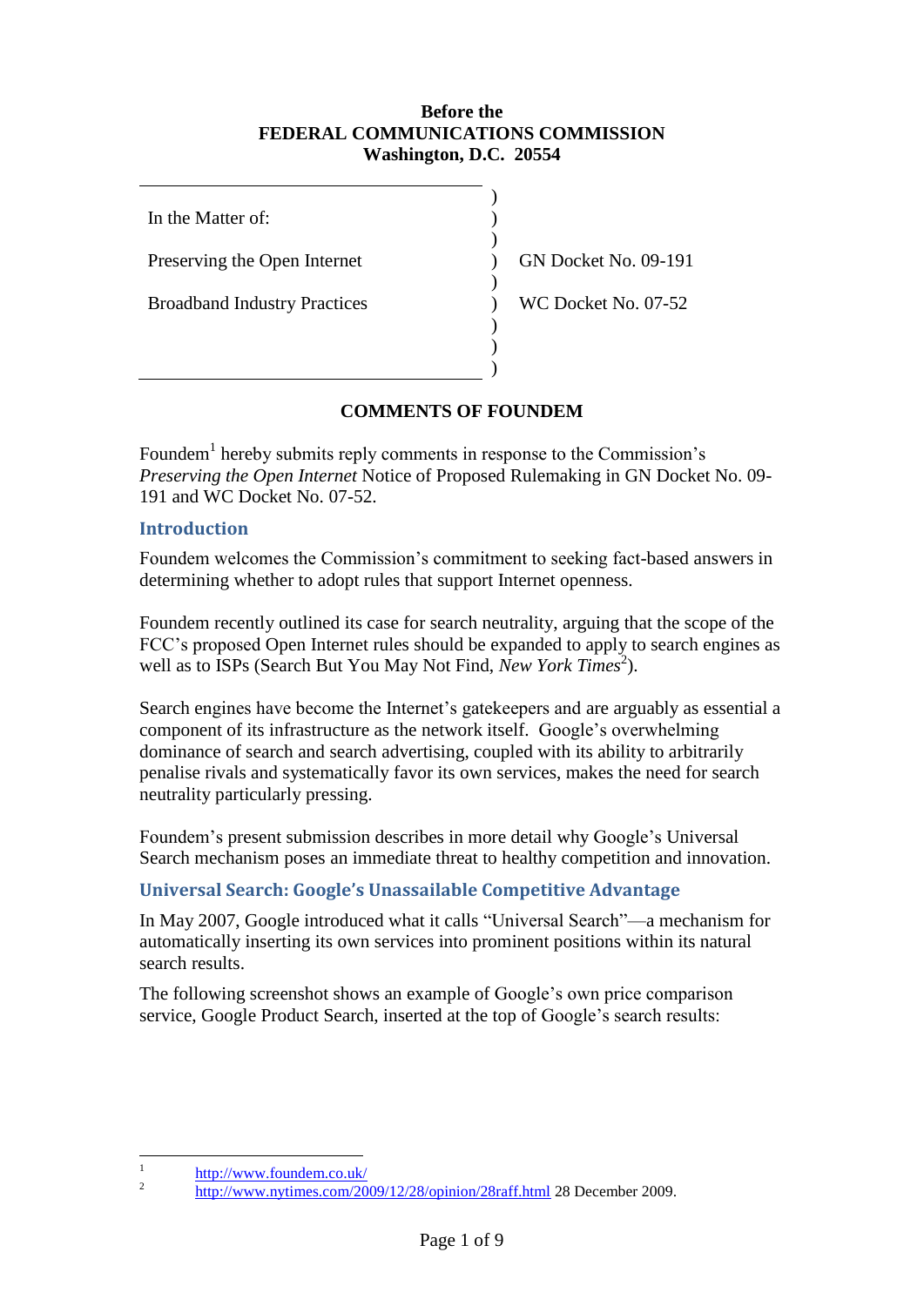**Before the**
**FEDERAL COMMUNICATIONS COMMISSION**
**Washington, D.C. 20554**

| | | |
|---|---|---|
| In the Matter of: | ) | |
| Preserving the Open Internet | ) | GN Docket No. 09-191 |
| Broadband Industry Practices | ) | WC Docket No. 07-52 |

**COMMENTS OF FOUNDEM**

Foundem[1] hereby submits reply comments in response to the Commission's *Preserving the Open Internet* Notice of Proposed Rulemaking in GN Docket No. 09-191 and WC Docket No. 07-52.

## Introduction

Foundem welcomes the Commission's commitment to seeking fact-based answers in determining whether to adopt rules that support Internet openness.

Foundem recently outlined its case for search neutrality, arguing that the scope of the FCC's proposed Open Internet rules should be expanded to apply to search engines as well as to ISPs (Search But You May Not Find, *New York Times*[2]).

Search engines have become the Internet's gatekeepers and are arguably as essential a component of its infrastructure as the network itself. Google's overwhelming dominance of search and search advertising, coupled with its ability to arbitrarily penalise rivals and systematically favor its own services, makes the need for search neutrality particularly pressing.

Foundem's present submission describes in more detail why Google's Universal Search mechanism poses an immediate threat to healthy competition and innovation.

## Universal Search: Google's Unassailable Competitive Advantage

In May 2007, Google introduced what it calls "Universal Search"—a mechanism for automatically inserting its own services into prominent positions within its natural search results.

The following screenshot shows an example of Google's own price comparison service, Google Product Search, inserted at the top of Google's search results:

---

[1] http://www.foundem.co.uk/

[2] http://www.nytimes.com/2009/12/28/opinion/28raff.html 28 December 2009.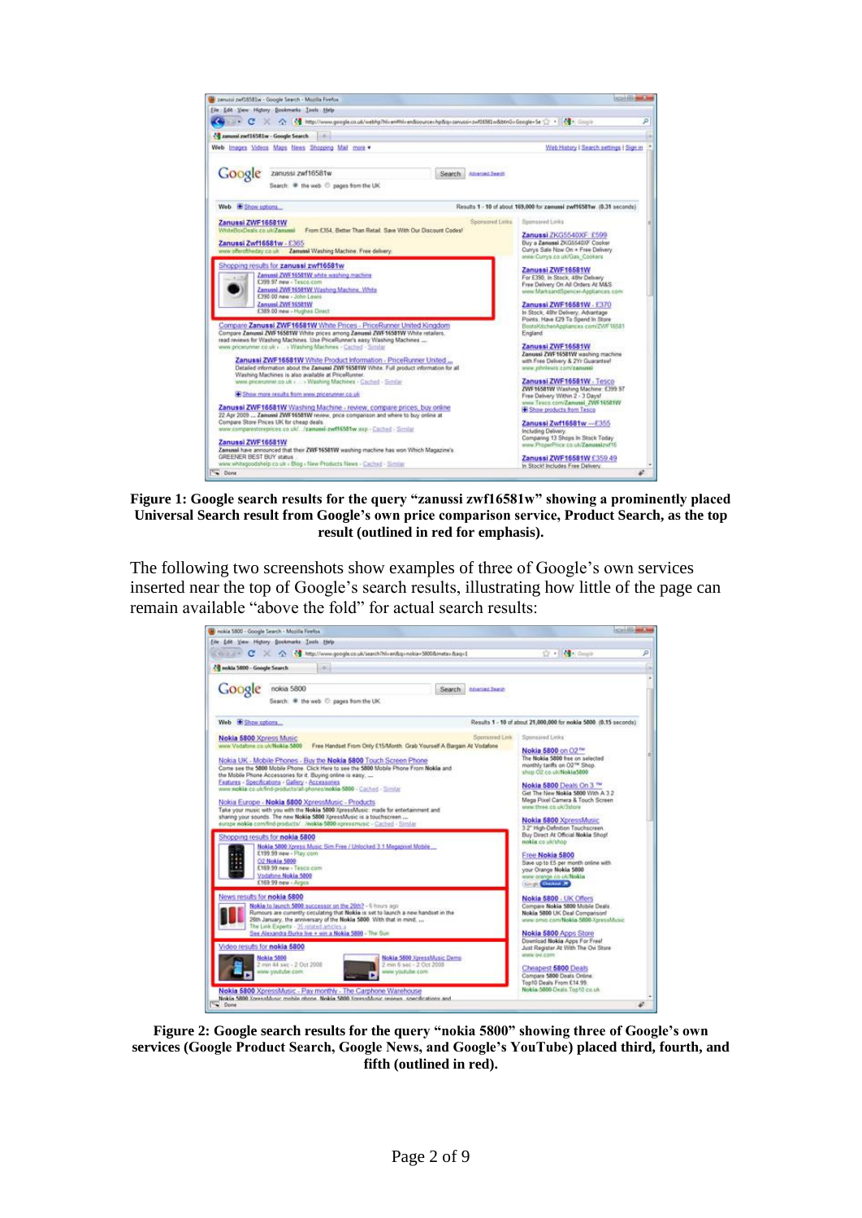**Figure 1: Google search results for the query "zanussi zwf16581w" showing a prominently placed Universal Search result from Google's own price comparison service, Product Search, as the top result (outlined in red for emphasis).**

The following two screenshots show examples of three of Google's own services inserted near the top of Google's search results, illustrating how little of the page can remain available "above the fold" for actual search results:

**Figure 2: Google search results for the query "nokia 5800" showing three of Google's own services (Google Product Search, Google News, and Google's YouTube) placed third, fourth, and fifth (outlined in red).**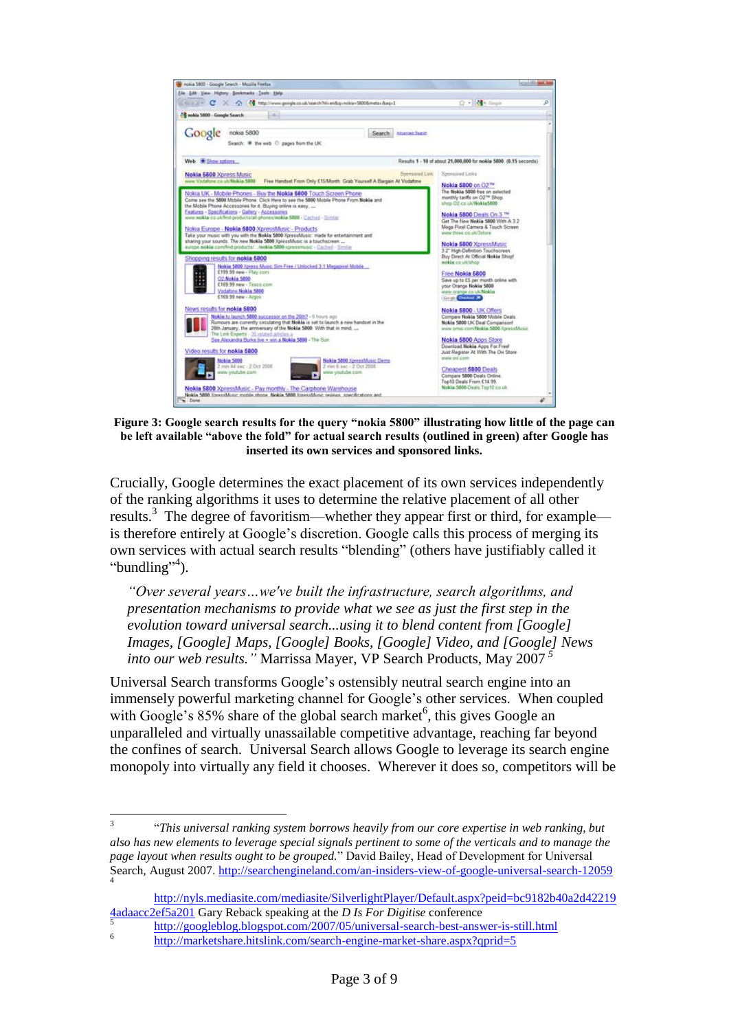**Figure 3: Google search results for the query "nokia 5800" illustrating how little of the page can be left available "above the fold" for actual search results (outlined in green) after Google has inserted its own services and sponsored links.**

Crucially, Google determines the exact placement of its own services independently of the ranking algorithms it uses to determine the relative placement of all other results.[3] The degree of favoritism—whether they appear first or third, for example—is therefore entirely at Google's discretion. Google calls this process of merging its own services with actual search results "blending" (others have justifiably called it "bundling"[4]).

> *"Over several years…we've built the infrastructure, search algorithms, and presentation mechanisms to provide what we see as just the first step in the evolution toward universal search...using it to blend content from [Google] Images, [Google] Maps, [Google] Books, [Google] Video, and [Google] News into our web results."* Marrissa Mayer, VP Search Products, May 2007[5]

Universal Search transforms Google's ostensibly neutral search engine into an immensely powerful marketing channel for Google's other services. When coupled with Google's 85% share of the global search market[6], this gives Google an unparalleled and virtually unassailable competitive advantage, reaching far beyond the confines of search. Universal Search allows Google to leverage its search engine monopoly into virtually any field it chooses. Wherever it does so, competitors will be

---

[3] "*This universal ranking system borrows heavily from our core expertise in web ranking, but also has new elements to leverage special signals pertinent to some of the verticals and to manage the page layout when results ought to be grouped.*" David Bailey, Head of Development for Universal Search, August 2007. http://searchengineland.com/an-insiders-view-of-google-universal-search-12059

[4] http://nyls.mediasite.com/mediasite/SilverlightPlayer/Default.aspx?peid=bc9182b40a2d422194adaacc2ef5a201 Gary Reback speaking at the *D Is For Digitise* conference

[5] http://googleblog.blogspot.com/2007/05/universal-search-best-answer-is-still.html

[6] http://marketshare.hitslink.com/search-engine-market-share.aspx?qprid=5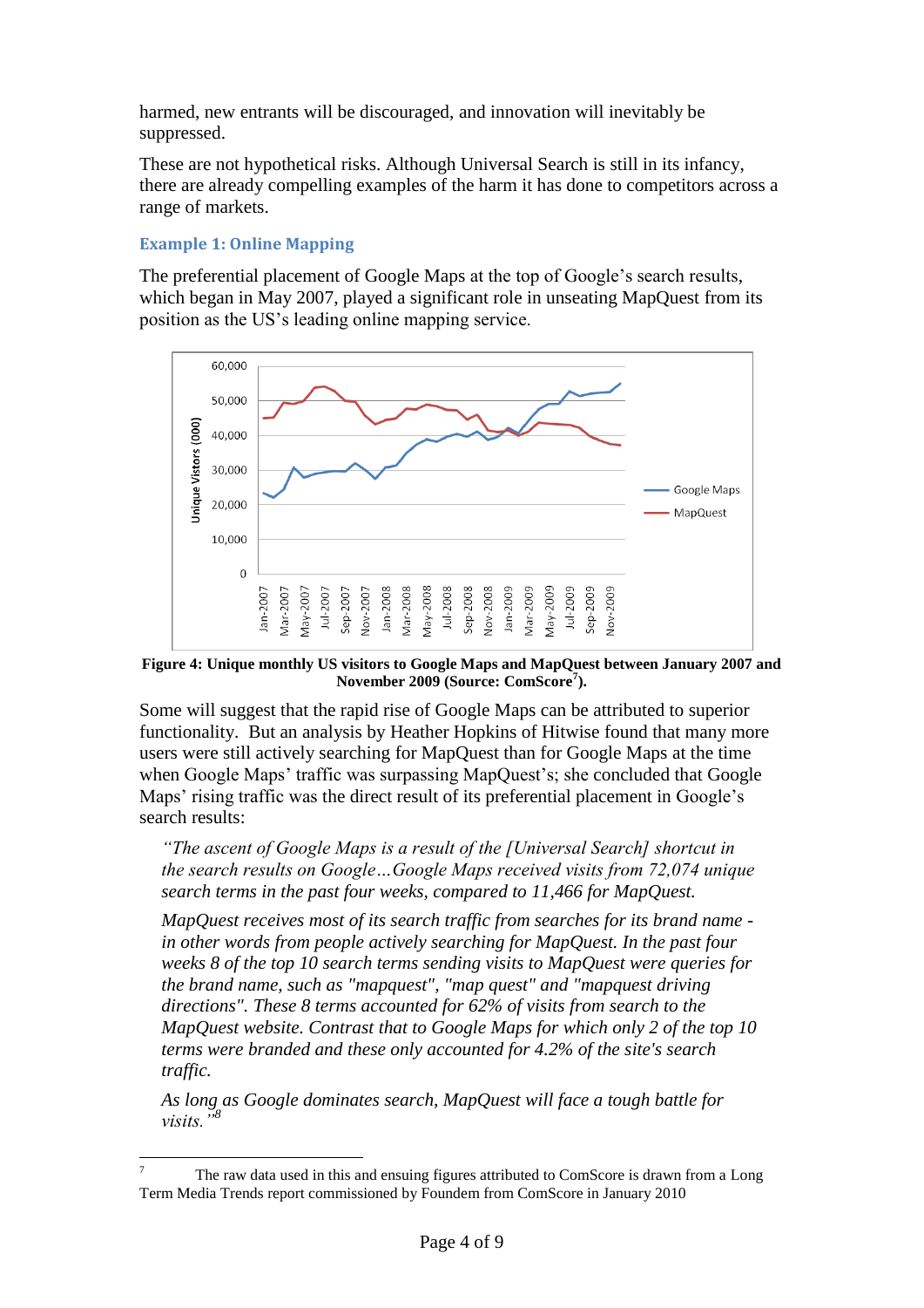harmed, new entrants will be discouraged, and innovation will inevitably be suppressed.

These are not hypothetical risks. Although Universal Search is still in its infancy, there are already compelling examples of the harm it has done to competitors across a range of markets.

### Example 1: Online Mapping

The preferential placement of Google Maps at the top of Google's search results, which began in May 2007, played a significant role in unseating MapQuest from its position as the US's leading online mapping service.

**Figure 4: Unique monthly US visitors to Google Maps and MapQuest between January 2007 and November 2009 (Source: ComScore[7]).**

Some will suggest that the rapid rise of Google Maps can be attributed to superior functionality. But an analysis by Heather Hopkins of Hitwise found that many more users were still actively searching for MapQuest than for Google Maps at the time when Google Maps' traffic was surpassing MapQuest's; she concluded that Google Maps' rising traffic was the direct result of its preferential placement in Google's search results:

> *"The ascent of Google Maps is a result of the [Universal Search] shortcut in the search results on Google…Google Maps received visits from 72,074 unique search terms in the past four weeks, compared to 11,466 for MapQuest.*
>
> *MapQuest receives most of its search traffic from searches for its brand name - in other words from people actively searching for MapQuest. In the past four weeks 8 of the top 10 search terms sending visits to MapQuest were queries for the brand name, such as "mapquest", "map quest" and "mapquest driving directions". These 8 terms accounted for 62% of visits from search to the MapQuest website. Contrast that to Google Maps for which only 2 of the top 10 terms were branded and these only accounted for 4.2% of the site's search traffic.*
>
> *As long as Google dominates search, MapQuest will face a tough battle for visits."*[8]

---

[7] The raw data used in this and ensuing figures attributed to ComScore is drawn from a Long Term Media Trends report commissioned by Foundem from ComScore in January 2010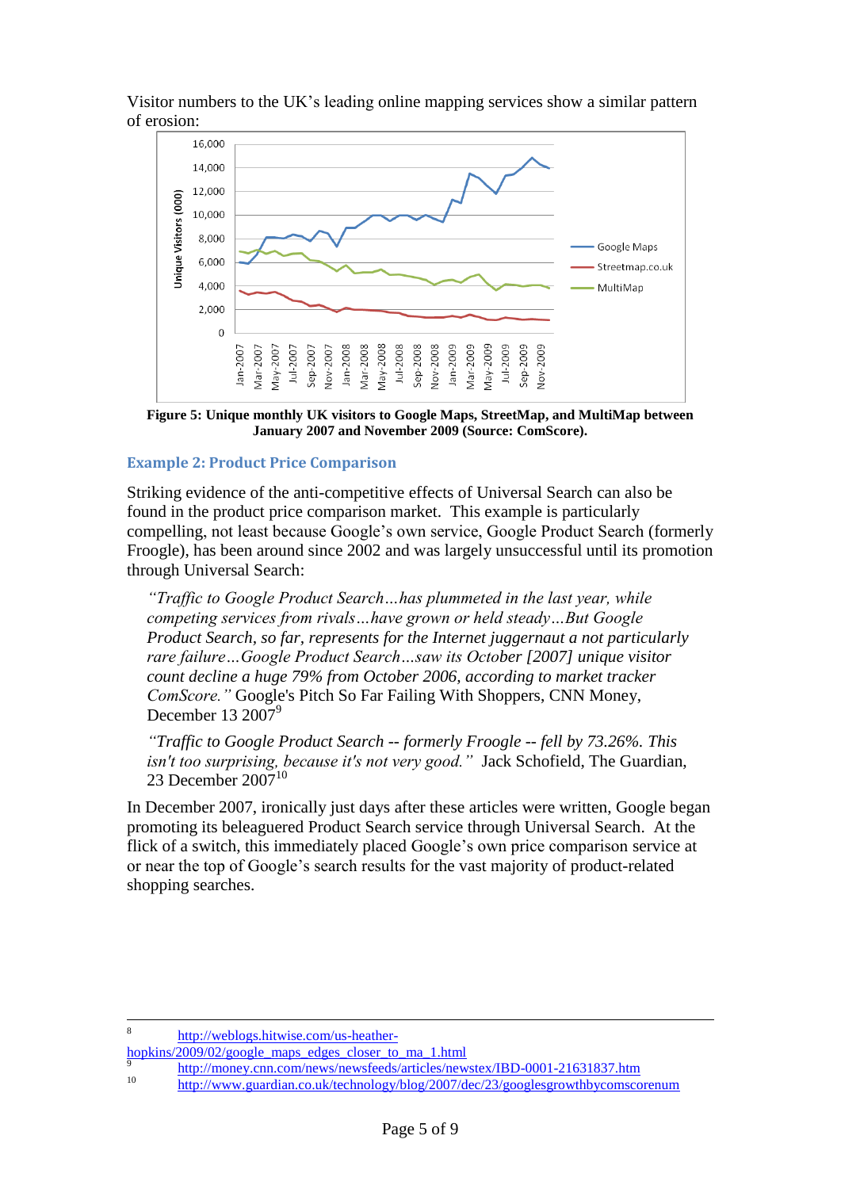Visitor numbers to the UK's leading online mapping services show a similar pattern of erosion:

**Figure 5: Unique monthly UK visitors to Google Maps, StreetMap, and MultiMap between January 2007 and November 2009 (Source: ComScore).**

### Example 2: Product Price Comparison

Striking evidence of the anti-competitive effects of Universal Search can also be found in the product price comparison market. This example is particularly compelling, not least because Google's own service, Google Product Search (formerly Froogle), has been around since 2002 and was largely unsuccessful until its promotion through Universal Search:

> *"Traffic to Google Product Search…has plummeted in the last year, while competing services from rivals…have grown or held steady…But Google Product Search, so far, represents for the Internet juggernaut a not particularly rare failure…Google Product Search…saw its October [2007] unique visitor count decline a huge 79% from October 2006, according to market tracker ComScore."* Google's Pitch So Far Failing With Shoppers, CNN Money, December 13 2007[9]
>
> *"Traffic to Google Product Search -- formerly Froogle -- fell by 73.26%. This isn't too surprising, because it's not very good."* Jack Schofield, The Guardian, 23 December 2007[10]

In December 2007, ironically just days after these articles were written, Google began promoting its beleaguered Product Search service through Universal Search. At the flick of a switch, this immediately placed Google's own price comparison service at or near the top of Google's search results for the vast majority of product-related shopping searches.

---

8 http://weblogs.hitwise.com/us-heather-hopkins/2009/02/google_maps_edges_closer_to_ma_1.html

9 http://money.cnn.com/news/newsfeeds/articles/newstex/IBD-0001-21631837.htm

10 http://www.guardian.co.uk/technology/blog/2007/dec/23/googlesgrowthbycomscorenum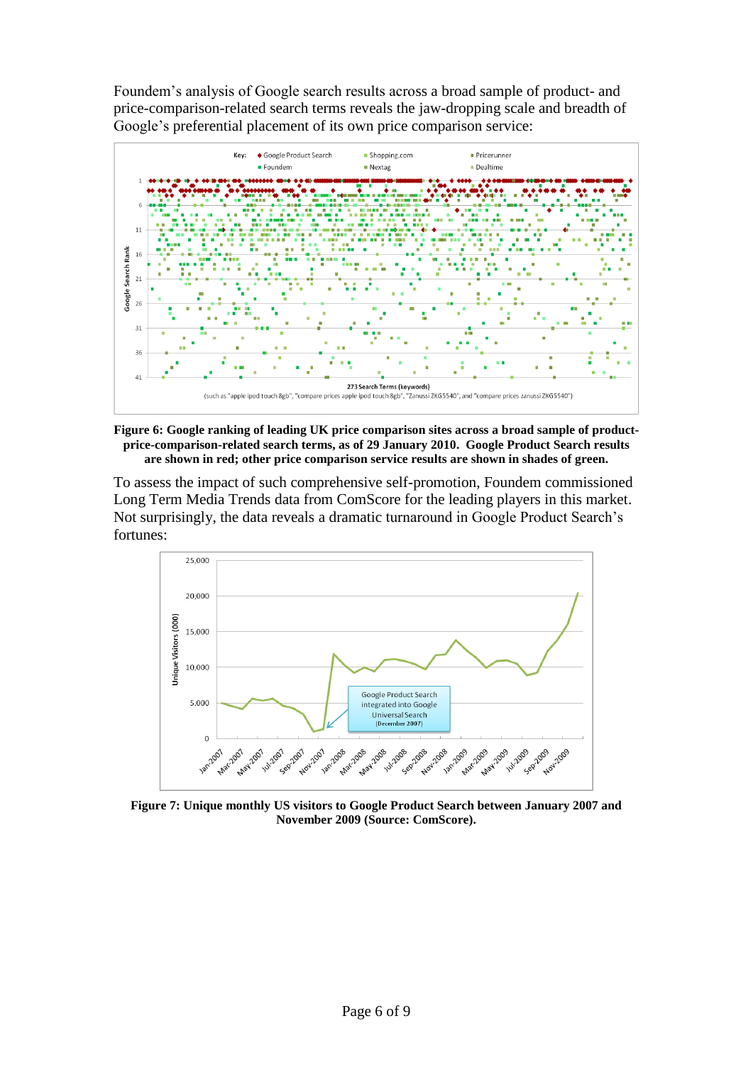Foundem's analysis of Google search results across a broad sample of product- and price-comparison-related search terms reveals the jaw-dropping scale and breadth of Google's preferential placement of its own price comparison service:

**Figure 6: Google ranking of leading UK price comparison sites across a broad sample of product-price-comparison-related search terms, as of 29 January 2010. Google Product Search results are shown in red; other price comparison service results are shown in shades of green.**

To assess the impact of such comprehensive self-promotion, Foundem commissioned Long Term Media Trends data from ComScore for the leading players in this market. Not surprisingly, the data reveals a dramatic turnaround in Google Product Search's fortunes:

**Figure 7: Unique monthly US visitors to Google Product Search between January 2007 and November 2009 (Source: ComScore).**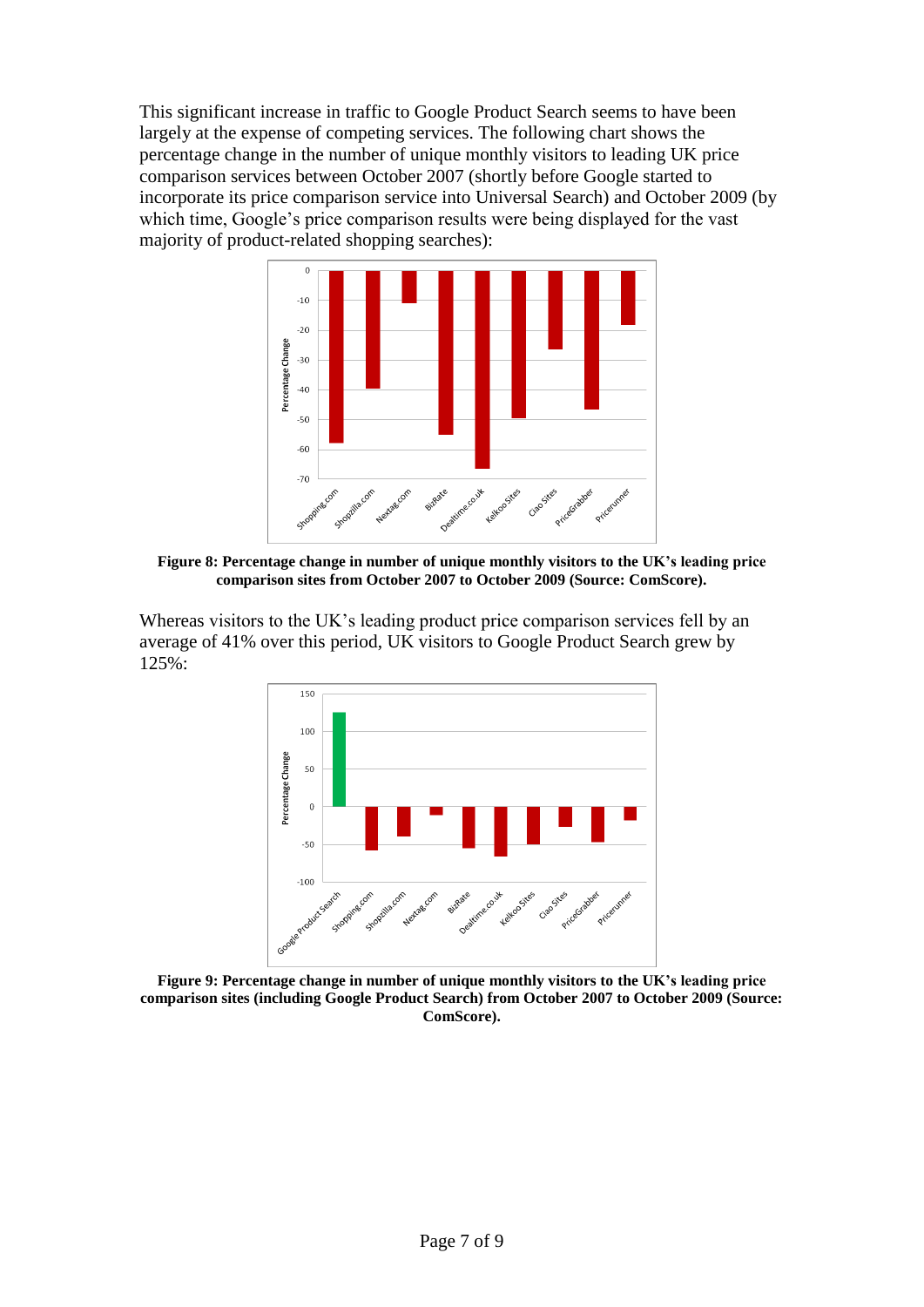This significant increase in traffic to Google Product Search seems to have been largely at the expense of competing services. The following chart shows the percentage change in the number of unique monthly visitors to leading UK price comparison services between October 2007 (shortly before Google started to incorporate its price comparison service into Universal Search) and October 2009 (by which time, Google's price comparison results were being displayed for the vast majority of product-related shopping searches):

**Figure 8: Percentage change in number of unique monthly visitors to the UK's leading price comparison sites from October 2007 to October 2009 (Source: ComScore).**

Whereas visitors to the UK's leading product price comparison services fell by an average of 41% over this period, UK visitors to Google Product Search grew by 125%:

**Figure 9: Percentage change in number of unique monthly visitors to the UK's leading price comparison sites (including Google Product Search) from October 2007 to October 2009 (Source: ComScore).**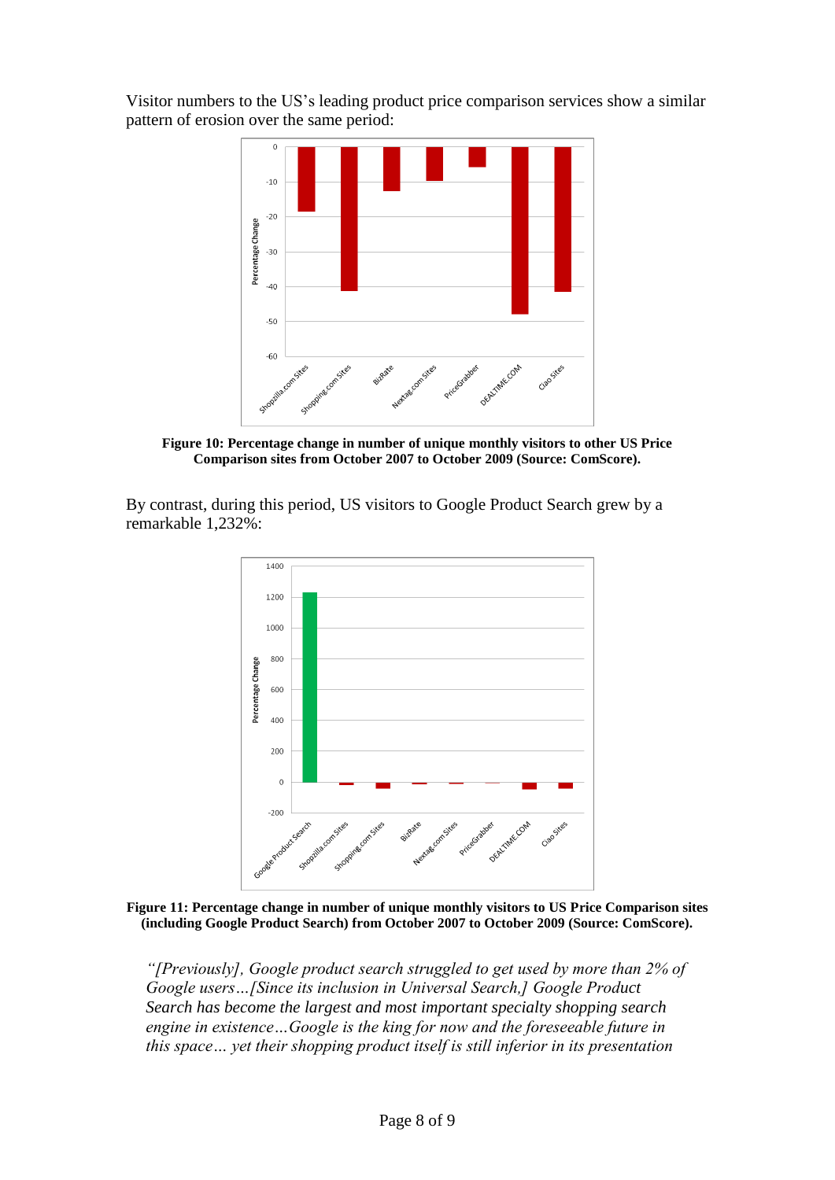Visitor numbers to the US's leading product price comparison services show a similar pattern of erosion over the same period:

**Figure 10: Percentage change in number of unique monthly visitors to other US Price Comparison sites from October 2007 to October 2009 (Source: ComScore).**

By contrast, during this period, US visitors to Google Product Search grew by a remarkable 1,232%:

**Figure 11: Percentage change in number of unique monthly visitors to US Price Comparison sites (including Google Product Search) from October 2007 to October 2009 (Source: ComScore).**

> *"[Previously], Google product search struggled to get used by more than 2% of Google users…[Since its inclusion in Universal Search,] Google Product Search has become the largest and most important specialty shopping search engine in existence…Google is the king for now and the foreseeable future in this space… yet their shopping product itself is still inferior in its presentation*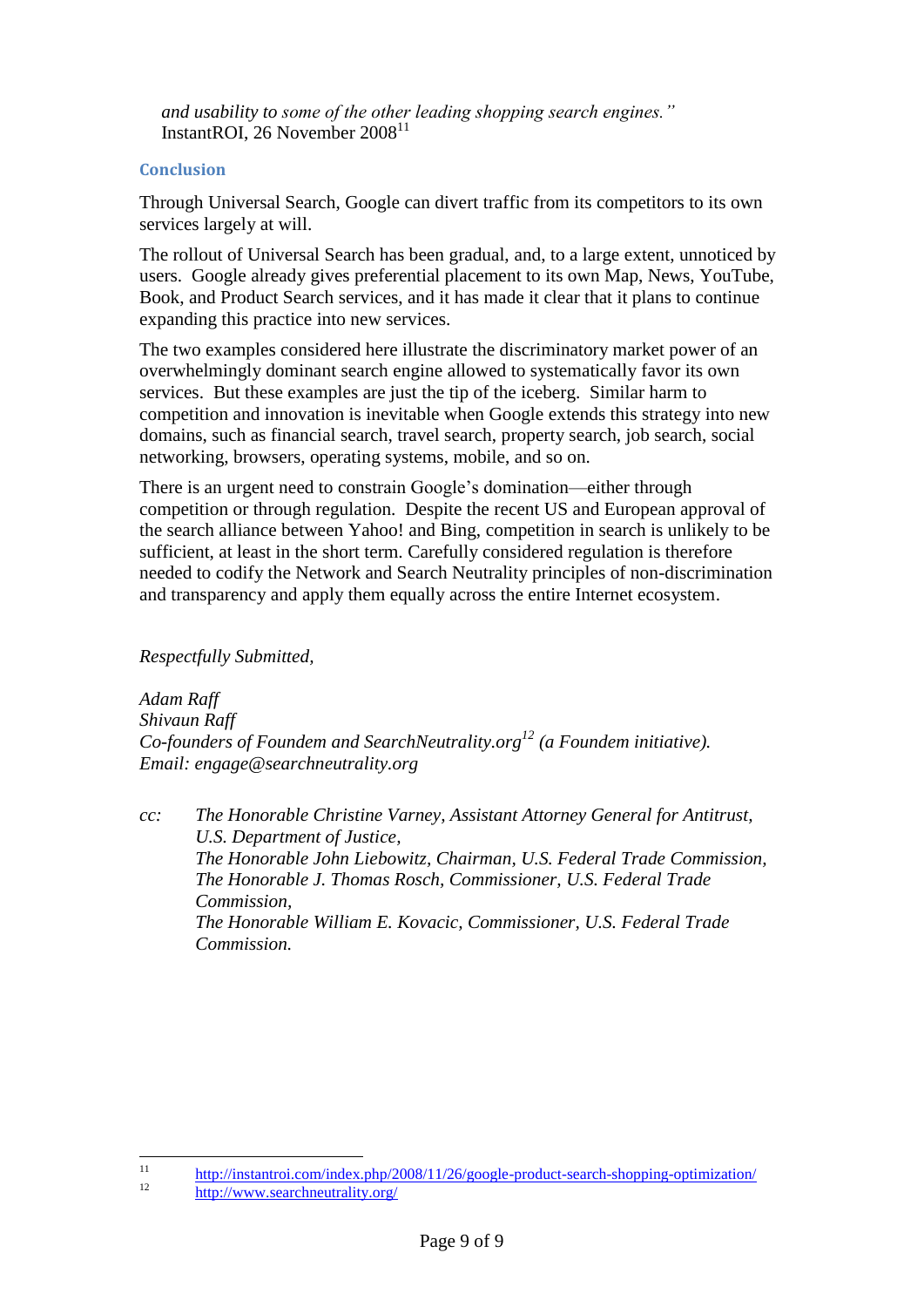*and usability to some of the other leading shopping search engines."*
InstantROI, 26 November 2008[11]

## Conclusion

Through Universal Search, Google can divert traffic from its competitors to its own services largely at will.

The rollout of Universal Search has been gradual, and, to a large extent, unnoticed by users. Google already gives preferential placement to its own Map, News, YouTube, Book, and Product Search services, and it has made it clear that it plans to continue expanding this practice into new services.

The two examples considered here illustrate the discriminatory market power of an overwhelmingly dominant search engine allowed to systematically favor its own services. But these examples are just the tip of the iceberg. Similar harm to competition and innovation is inevitable when Google extends this strategy into new domains, such as financial search, travel search, property search, job search, social networking, browsers, operating systems, mobile, and so on.

There is an urgent need to constrain Google's domination—either through competition or through regulation. Despite the recent US and European approval of the search alliance between Yahoo! and Bing, competition in search is unlikely to be sufficient, at least in the short term. Carefully considered regulation is therefore needed to codify the Network and Search Neutrality principles of non-discrimination and transparency and apply them equally across the entire Internet ecosystem.

*Respectfully Submitted,*

*Adam Raff*
*Shivaun Raff*
*Co-founders of Foundem and SearchNeutrality.org[12] (a Foundem initiative).*
*Email: engage@searchneutrality.org*

*cc: The Honorable Christine Varney, Assistant Attorney General for Antitrust, U.S. Department of Justice,*
*The Honorable John Liebowitz, Chairman, U.S. Federal Trade Commission,*
*The Honorable J. Thomas Rosch, Commissioner, U.S. Federal Trade Commission,*
*The Honorable William E. Kovacic, Commissioner, U.S. Federal Trade Commission.*

---

[11] http://instantroi.com/index.php/2008/11/26/google-product-search-shopping-optimization/

[12] http://www.searchneutrality.org/